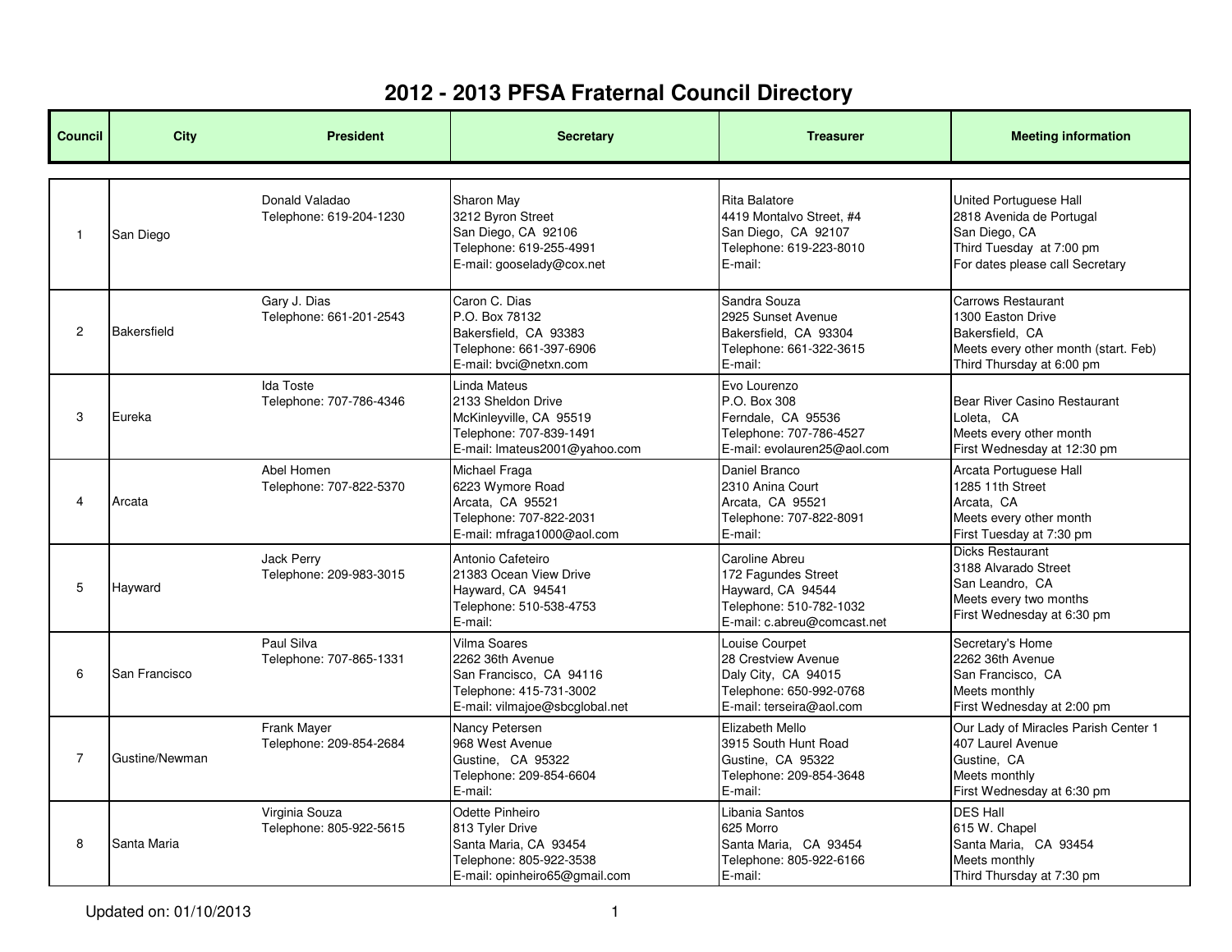# 2012 - 2013 PFSA Fraternal Council Directory

| Council | City | President | Secretary | Treasurer | Meeting information |
|---|---|---|---|---|---|
| 1 | San Diego | Donald Valadao<br>Telephone: 619-204-1230 | Sharon May<br>3212 Byron Street<br>San Diego, CA 92106<br>Telephone: 619-255-4991<br>E-mail: gooselady@cox.net | Rita Balatore<br>4419 Montalvo Street, #4<br>San Diego, CA 92107<br>Telephone: 619-223-8010<br>E-mail: | United Portuguese Hall<br>2818 Avenida de Portugal<br>San Diego, CA<br>Third Tuesday at 7:00 pm<br>For dates please call Secretary |
| 2 | Bakersfield | Gary J. Dias<br>Telephone: 661-201-2543 | Caron C. Dias<br>P.O. Box 78132<br>Bakersfield, CA 93383<br>Telephone: 661-397-6906<br>E-mail: bvci@netxn.com | Sandra Souza<br>2925 Sunset Avenue<br>Bakersfield, CA 93304<br>Telephone: 661-322-3615<br>E-mail: | Carrows Restaurant<br>1300 Easton Drive<br>Bakersfield, CA<br>Meets every other month (start. Feb)<br>Third Thursday at 6:00 pm |
| 3 | Eureka | Ida Toste<br>Telephone: 707-786-4346 | Linda Mateus<br>2133 Sheldon Drive<br>McKinleyville, CA 95519<br>Telephone: 707-839-1491<br>E-mail: lmateus2001@yahoo.com | Evo Lourenzo<br>P.O. Box 308<br>Ferndale, CA 95536<br>Telephone: 707-786-4527<br>E-mail: evolauren25@aol.com | Bear River Casino Restaurant<br>Loleta, CA<br>Meets every other month<br>First Wednesday at 12:30 pm |
| 4 | Arcata | Abel Homen<br>Telephone: 707-822-5370 | Michael Fraga<br>6223 Wymore Road<br>Arcata, CA 95521<br>Telephone: 707-822-2031<br>E-mail: mfraga1000@aol.com | Daniel Branco<br>2310 Anina Court<br>Arcata, CA 95521<br>Telephone: 707-822-8091<br>E-mail: | Arcata Portuguese Hall<br>1285 11th Street<br>Arcata, CA<br>Meets every other month<br>First Tuesday at 7:30 pm |
| 5 | Hayward | Jack Perry<br>Telephone: 209-983-3015 | Antonio Cafeteiro<br>21383 Ocean View Drive<br>Hayward, CA 94541<br>Telephone: 510-538-4753<br>E-mail: | Caroline Abreu<br>172 Fagundes Street<br>Hayward, CA 94544<br>Telephone: 510-782-1032<br>E-mail: c.abreu@comcast.net | Dicks Restaurant<br>3188 Alvarado Street<br>San Leandro, CA<br>Meets every two months<br>First Wednesday at 6:30 pm |
| 6 | San Francisco | Paul Silva<br>Telephone: 707-865-1331 | Vilma Soares<br>2262 36th Avenue<br>San Francisco, CA 94116<br>Telephone: 415-731-3002<br>E-mail: vilmajoe@sbcglobal.net | Louise Courpet<br>28 Crestview Avenue<br>Daly City, CA 94015<br>Telephone: 650-992-0768<br>E-mail: terseira@aol.com | Secretary's Home<br>2262 36th Avenue<br>San Francisco, CA<br>Meets monthly<br>First Wednesday at 2:00 pm |
| 7 | Gustine/Newman | Frank Mayer<br>Telephone: 209-854-2684 | Nancy Petersen<br>968 West Avenue<br>Gustine, CA 95322<br>Telephone: 209-854-6604<br>E-mail: | Elizabeth Mello<br>3915 South Hunt Road<br>Gustine, CA 95322<br>Telephone: 209-854-3648<br>E-mail: | Our Lady of Miracles Parish Center 1<br>407 Laurel Avenue<br>Gustine, CA<br>Meets monthly<br>First Wednesday at 6:30 pm |
| 8 | Santa Maria | Virginia Souza<br>Telephone: 805-922-5615 | Odette Pinheiro<br>813 Tyler Drive<br>Santa Maria, CA 93454<br>Telephone: 805-922-3538<br>E-mail: opinheiro65@gmail.com | Libania Santos<br>625 Morro<br>Santa Maria, CA 93454<br>Telephone: 805-922-6166<br>E-mail: | DES Hall<br>615 W. Chapel<br>Santa Maria, CA 93454<br>Meets monthly<br>Third Thursday at 7:30 pm |

Updated on: 01/10/2013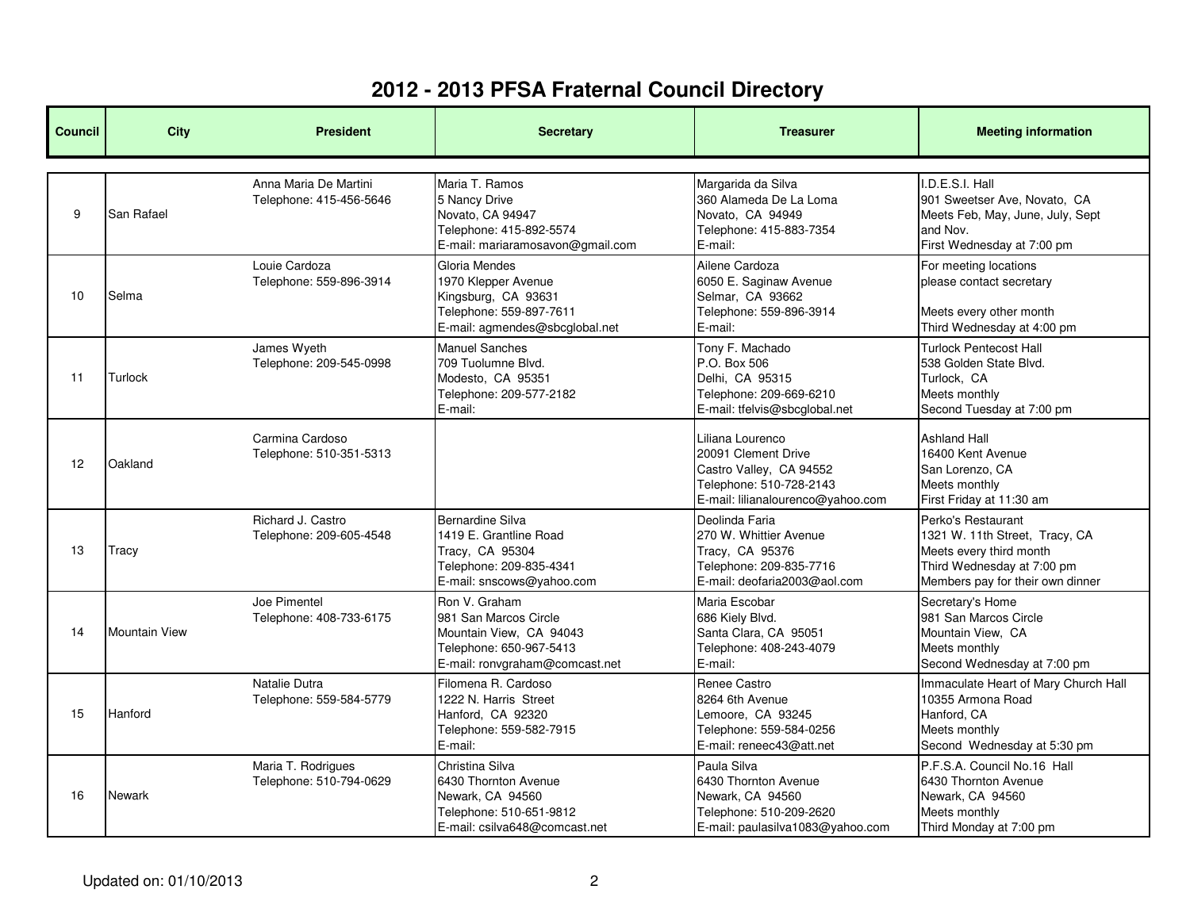# 2012 - 2013 PFSA Fraternal Council Directory

| Council | City | President | Secretary | Treasurer | Meeting information |
|---|---|---|---|---|---|
| 9 | San Rafael | Anna Maria De Martini<br>Telephone: 415-456-5646 | Maria T. Ramos<br>5 Nancy Drive<br>Novato, CA 94947<br>Telephone: 415-892-5574<br>E-mail: mariaramosavon@gmail.com | Margarida da Silva<br>360 Alameda De La Loma<br>Novato, CA 94949<br>Telephone: 415-883-7354<br>E-mail: | I.D.E.S.I. Hall<br>901 Sweetser Ave, Novato, CA<br>Meets Feb, May, June, July, Sept and Nov.<br>First Wednesday at 7:00 pm |
| 10 | Selma | Louie Cardoza<br>Telephone: 559-896-3914 | Gloria Mendes<br>1970 Klepper Avenue<br>Kingsburg, CA 93631<br>Telephone: 559-897-7611<br>E-mail: agmendes@sbcglobal.net | Ailene Cardoza<br>6050 E. Saginaw Avenue<br>Selmar, CA 93662<br>Telephone: 559-896-3914<br>E-mail: | For meeting locations please contact secretary<br><br>Meets every other month<br>Third Wednesday at 4:00 pm |
| 11 | Turlock | James Wyeth<br>Telephone: 209-545-0998 | Manuel Sanches<br>709 Tuolumne Blvd.<br>Modesto, CA 95351<br>Telephone: 209-577-2182<br>E-mail: | Tony F. Machado<br>P.O. Box 506<br>Delhi, CA 95315<br>Telephone: 209-669-6210<br>E-mail: tfelvis@sbcglobal.net | Turlock Pentecost Hall<br>538 Golden State Blvd.<br>Turlock, CA<br>Meets monthly<br>Second Tuesday at 7:00 pm |
| 12 | Oakland | Carmina Cardoso<br>Telephone: 510-351-5313 | | Liliana Lourenco<br>20091 Clement Drive<br>Castro Valley, CA 94552<br>Telephone: 510-728-2143<br>E-mail: lilianalourenco@yahoo.com | Ashland Hall<br>16400 Kent Avenue<br>San Lorenzo, CA<br>Meets monthly<br>First Friday at 11:30 am |
| 13 | Tracy | Richard J. Castro<br>Telephone: 209-605-4548 | Bernardine Silva<br>1419 E. Grantline Road<br>Tracy, CA 95304<br>Telephone: 209-835-4341<br>E-mail: snscows@yahoo.com | Deolinda Faria<br>270 W. Whittier Avenue<br>Tracy, CA 95376<br>Telephone: 209-835-7716<br>E-mail: deofaria2003@aol.com | Perko's Restaurant<br>1321 W. 11th Street, Tracy, CA<br>Meets every third month<br>Third Wednesday at 7:00 pm<br>Members pay for their own dinner |
| 14 | Mountain View | Joe Pimentel<br>Telephone: 408-733-6175 | Ron V. Graham<br>981 San Marcos Circle<br>Mountain View, CA 94043<br>Telephone: 650-967-5413<br>E-mail: ronvgraham@comcast.net | Maria Escobar<br>686 Kiely Blvd.<br>Santa Clara, CA 95051<br>Telephone: 408-243-4079<br>E-mail: | Secretary's Home<br>981 San Marcos Circle<br>Mountain View, CA<br>Meets monthly<br>Second Wednesday at 7:00 pm |
| 15 | Hanford | Natalie Dutra<br>Telephone: 559-584-5779 | Filomena R. Cardoso<br>1222 N. Harris Street<br>Hanford, CA 92320<br>Telephone: 559-582-7915<br>E-mail: | Renee Castro<br>8264 6th Avenue<br>Lemoore, CA 93245<br>Telephone: 559-584-0256<br>E-mail: reneec43@att.net | Immaculate Heart of Mary Church Hall<br>10355 Armona Road<br>Hanford, CA<br>Meets monthly<br>Second Wednesday at 5:30 pm |
| 16 | Newark | Maria T. Rodrigues<br>Telephone: 510-794-0629 | Christina Silva<br>6430 Thornton Avenue<br>Newark, CA 94560<br>Telephone: 510-651-9812<br>E-mail: csilva648@comcast.net | Paula Silva<br>6430 Thornton Avenue<br>Newark, CA 94560<br>Telephone: 510-209-2620<br>E-mail: paulasilva1083@yahoo.com | P.F.S.A. Council No.16 Hall<br>6430 Thornton Avenue<br>Newark, CA 94560<br>Meets monthly<br>Third Monday at 7:00 pm |

Updated on: 01/10/2013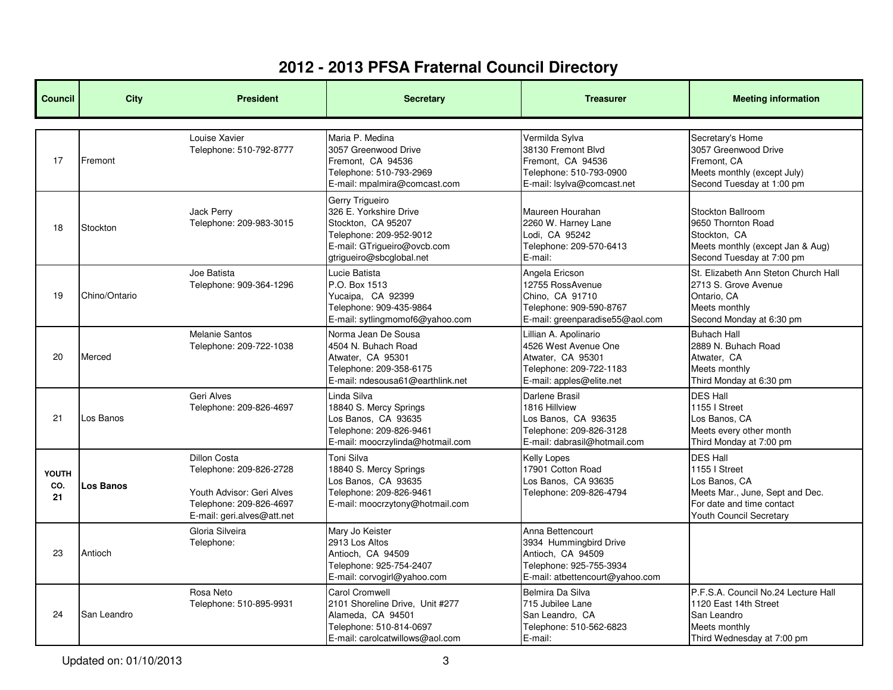# 2012 - 2013 PFSA Fraternal Council Directory

| Council | City | President | Secretary | Treasurer | Meeting information |
|---|---|---|---|---|---|
| 17 | Fremont | Louise Xavier<br>Telephone: 510-792-8777 | Maria P. Medina<br>3057 Greenwood Drive<br>Fremont, CA 94536<br>Telephone: 510-793-2969<br>E-mail: mpalmira@comcast.com | Vermilda Sylva<br>38130 Fremont Blvd<br>Fremont, CA 94536<br>Telephone: 510-793-0900<br>E-mail: lsylva@comcast.net | Secretary's Home<br>3057 Greenwood Drive<br>Fremont, CA<br>Meets monthly (except July)<br>Second Tuesday at 1:00 pm |
| 18 | Stockton | Jack Perry<br>Telephone: 209-983-3015 | Gerry Trigueiro<br>326 E. Yorkshire Drive<br>Stockton, CA 95207<br>Telephone: 209-952-9012<br>E-mail: GTrigueiro@ovcb.com<br>gtrigueiro@sbcglobal.net | Maureen Hourahan<br>2260 W. Harney Lane<br>Lodi, CA 95242<br>Telephone: 209-570-6413<br>E-mail: | Stockton Ballroom<br>9650 Thornton Road<br>Stockton, CA<br>Meets monthly (except Jan & Aug)<br>Second Tuesday at 7:00 pm |
| 19 | Chino/Ontario | Joe Batista<br>Telephone: 909-364-1296 | Lucie Batista<br>P.O. Box 1513<br>Yucaipa, CA 92399<br>Telephone: 909-435-9864<br>E-mail: sytlingmomof6@yahoo.com | Angela Ericson<br>12755 RossAvenue<br>Chino, CA 91710<br>Telephone: 909-590-8767<br>E-mail: greenparadise55@aol.com | St. Elizabeth Ann Steton Church Hall<br>2713 S. Grove Avenue<br>Ontario, CA<br>Meets monthly<br>Second Monday at 6:30 pm |
| 20 | Merced | Melanie Santos<br>Telephone: 209-722-1038 | Norma Jean De Sousa<br>4504 N. Buhach Road<br>Atwater, CA 95301<br>Telephone: 209-358-6175<br>E-mail: ndesousa61@earthlink.net | Lillian A. Apolinario<br>4526 West Avenue One<br>Atwater, CA 95301<br>Telephone: 209-722-1183<br>E-mail: apples@elite.net | Buhach Hall<br>2889 N. Buhach Road<br>Atwater, CA<br>Meets monthly<br>Third Monday at 6:30 pm |
| 21 | Los Banos | Geri Alves<br>Telephone: 209-826-4697 | Linda Silva<br>18840 S. Mercy Springs<br>Los Banos, CA 93635<br>Telephone: 209-826-9461<br>E-mail: moocrzylinda@hotmail.com | Darlene Brasil<br>1816 Hillview<br>Los Banos, CA 93635<br>Telephone: 209-826-3128<br>E-mail: dabrasil@hotmail.com | DES Hall<br>1155 I Street<br>Los Banos, CA<br>Meets every other month<br>Third Monday at 7:00 pm |
| **YOUTH CO. 21** | **Los Banos** | Dillon Costa<br>Telephone: 209-826-2728<br><br>Youth Advisor: Geri Alves<br>Telephone: 209-826-4697<br>E-mail: geri.alves@att.net | Toni Silva<br>18840 S. Mercy Springs<br>Los Banos, CA 93635<br>Telephone: 209-826-9461<br>E-mail: moocrzytony@hotmail.com | Kelly Lopes<br>17901 Cotton Road<br>Los Banos, CA 93635<br>Telephone: 209-826-4794 | DES Hall<br>1155 I Street<br>Los Banos, CA<br>Meets Mar., June, Sept and Dec.<br>For date and time contact<br>Youth Council Secretary |
| 23 | Antioch | Gloria Silveira<br>Telephone: | Mary Jo Keister<br>2913 Los Altos<br>Antioch, CA 94509<br>Telephone: 925-754-2407<br>E-mail: corvogirl@yahoo.com | Anna Bettencourt<br>3934 Hummingbird Drive<br>Antioch, CA 94509<br>Telephone: 925-755-3934<br>E-mail: atbettencourt@yahoo.com | |
| 24 | San Leandro | Rosa Neto<br>Telephone: 510-895-9931 | Carol Cromwell<br>2101 Shoreline Drive, Unit #277<br>Alameda, CA 94501<br>Telephone: 510-814-0697<br>E-mail: carolcatwillows@aol.com | Belmira Da Silva<br>715 Jubilee Lane<br>San Leandro, CA<br>Telephone: 510-562-6823<br>E-mail: | P.F.S.A. Council No.24 Lecture Hall<br>1120 East 14th Street<br>San Leandro<br>Meets monthly<br>Third Wednesday at 7:00 pm |

Updated on: 01/10/2013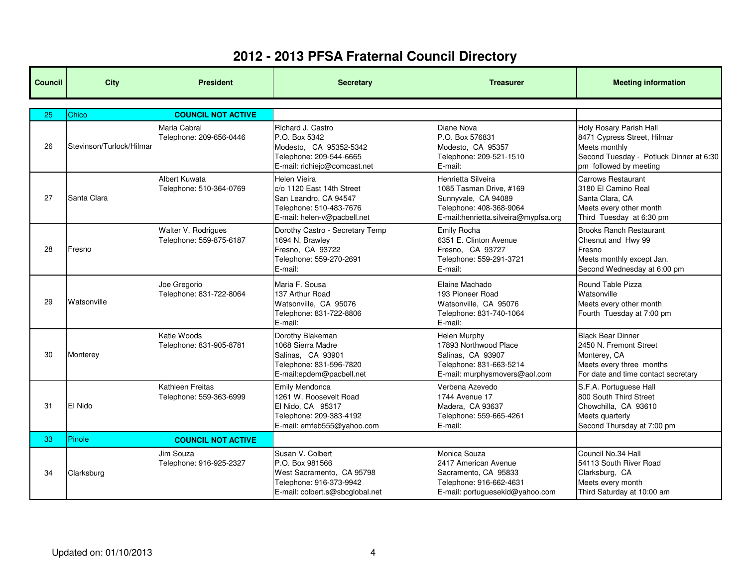# 2012 - 2013 PFSA Fraternal Council Directory

| Council | City | President | Secretary | Treasurer | Meeting information |
|---|---|---|---|---|---|
| 25 | Chico | **COUNCIL NOT ACTIVE** | | | |
| 26 | Stevinson/Turlock/Hilmar | Maria Cabral<br>Telephone: 209-656-0446 | Richard J. Castro<br>P.O. Box 5342<br>Modesto, CA 95352-5342<br>Telephone: 209-544-6665<br>E-mail: richiejc@comcast.net | Diane Nova<br>P.O. Box 576831<br>Modesto, CA 95357<br>Telephone: 209-521-1510<br>E-mail: | Holy Rosary Parish Hall<br>8471 Cypress Street, Hilmar<br>Meets monthly<br>Second Tuesday - Potluck Dinner at 6:30 pm followed by meeting |
| 27 | Santa Clara | Albert Kuwata<br>Telephone: 510-364-0769 | Helen Vieira<br>c/o 1120 East 14th Street<br>San Leandro, CA 94547<br>Telephone: 510-483-7676<br>E-mail: helen-v@pacbell.net | Henrietta Silveira<br>1085 Tasman Drive, #169<br>Sunnyvale, CA 94089<br>Telephone: 408-368-9064<br>E-mail:henrietta.silveira@mypfsa.org | Carrows Restaurant<br>3180 El Camino Real<br>Santa Clara, CA<br>Meets every other month<br>Third Tuesday at 6:30 pm |
| 28 | Fresno | Walter V. Rodrigues<br>Telephone: 559-875-6187 | Dorothy Castro - Secretary Temp<br>1694 N. Brawley<br>Fresno, CA 93722<br>Telephone: 559-270-2691<br>E-mail: | Emily Rocha<br>6351 E. Clinton Avenue<br>Fresno, CA 93727<br>Telephone: 559-291-3721<br>E-mail: | Brooks Ranch Restaurant<br>Chesnut and Hwy 99<br>Fresno<br>Meets monthly except Jan.<br>Second Wednesday at 6:00 pm |
| 29 | Watsonville | Joe Gregorio<br>Telephone: 831-722-8064 | Maria F. Sousa<br>137 Arthur Road<br>Watsonville, CA 95076<br>Telephone: 831-722-8806<br>E-mail: | Elaine Machado<br>193 Pioneer Road<br>Watsonville, CA 95076<br>Telephone: 831-740-1064<br>E-mail: | Round Table Pizza<br>Watsonville<br>Meets every other month<br>Fourth Tuesday at 7:00 pm |
| 30 | Monterey | Katie Woods<br>Telephone: 831-905-8781 | Dorothy Blakeman<br>1068 Sierra Madre<br>Salinas, CA 93901<br>Telephone: 831-596-7820<br>E-mail:epdem@pacbell.net | Helen Murphy<br>17893 Northwood Place<br>Salinas, CA 93907<br>Telephone: 831-663-5214<br>E-mail: murphysmovers@aol.com | Black Bear Dinner<br>2450 N. Fremont Street<br>Monterey, CA<br>Meets every three months<br>For date and time contact secretary |
| 31 | El Nido | Kathleen Freitas<br>Telephone: 559-363-6999 | Emily Mendonca<br>1261 W. Roosevelt Road<br>El Nido, CA 95317<br>Telephone: 209-383-4192<br>E-mail: emfeb555@yahoo.com | Verbena Azevedo<br>1744 Avenue 17<br>Madera, CA 93637<br>Telephone: 559-665-4261<br>E-mail: | S.F.A. Portuguese Hall<br>800 South Third Street<br>Chowchilla, CA 93610<br>Meets quarterly<br>Second Thursday at 7:00 pm |
| 33 | Pinole | **COUNCIL NOT ACTIVE** | | | |
| 34 | Clarksburg | Jim Souza<br>Telephone: 916-925-2327 | Susan V. Colbert<br>P.O. Box 981566<br>West Sacramento, CA 95798<br>Telephone: 916-373-9942<br>E-mail: colbert.s@sbcglobal.net | Monica Souza<br>2417 American Avenue<br>Sacramento, CA 95833<br>Telephone: 916-662-4631<br>E-mail: portuguesekid@yahoo.com | Council No.34 Hall<br>54113 South River Road<br>Clarksburg, CA<br>Meets every month<br>Third Saturday at 10:00 am |

Updated on: 01/10/2013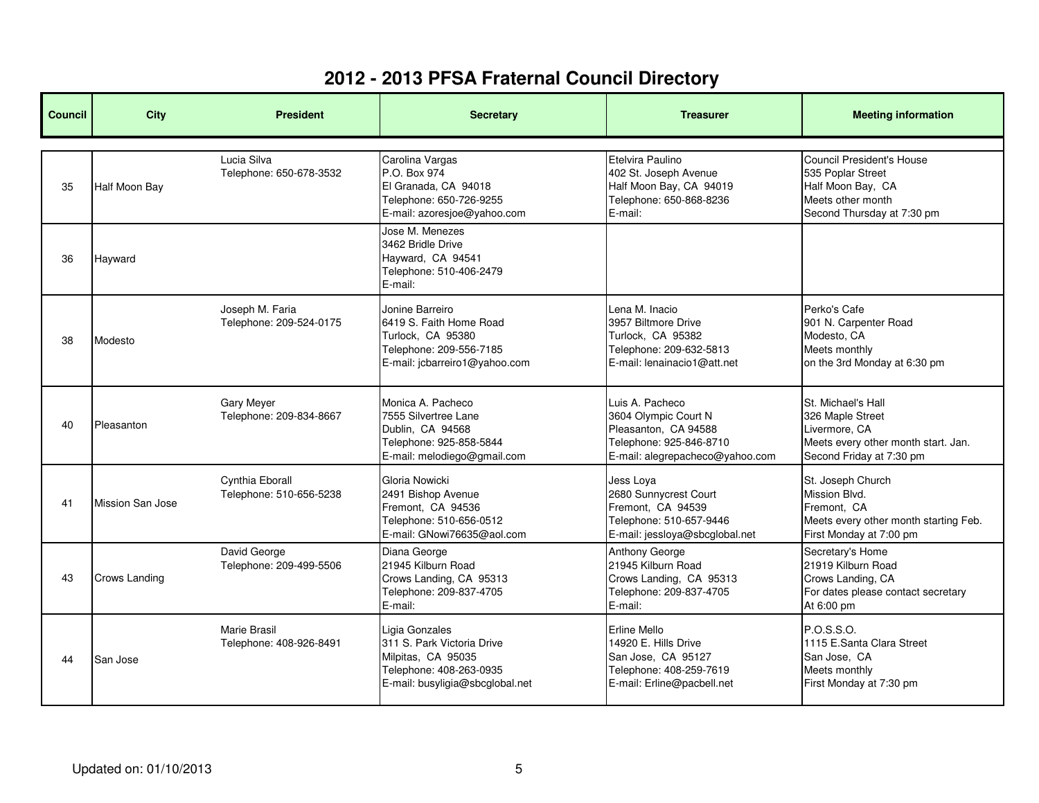# 2012 - 2013 PFSA Fraternal Council Directory

| Council | City | President | Secretary | Treasurer | Meeting information |
|---|---|---|---|---|---|
| 35 | Half Moon Bay | Lucia Silva<br>Telephone: 650-678-3532 | Carolina Vargas<br>P.O. Box 974<br>El Granada, CA 94018<br>Telephone: 650-726-9255<br>E-mail: azoresjoe@yahoo.com | Etelvira Paulino<br>402 St. Joseph Avenue<br>Half Moon Bay, CA 94019<br>Telephone: 650-868-8236<br>E-mail: | Council President's House<br>535 Poplar Street<br>Half Moon Bay, CA<br>Meets other month<br>Second Thursday at 7:30 pm |
| 36 | Hayward | | Jose M. Menezes<br>3462 Bridle Drive<br>Hayward, CA 94541<br>Telephone: 510-406-2479<br>E-mail: | | |
| 38 | Modesto | Joseph M. Faria<br>Telephone: 209-524-0175 | Jonine Barreiro<br>6419 S. Faith Home Road<br>Turlock, CA 95380<br>Telephone: 209-556-7185<br>E-mail: jcbarreiro1@yahoo.com | Lena M. Inacio<br>3957 Biltmore Drive<br>Turlock, CA 95382<br>Telephone: 209-632-5813<br>E-mail: lenainacio1@att.net | Perko's Cafe<br>901 N. Carpenter Road<br>Modesto, CA<br>Meets monthly<br>on the 3rd Monday at 6:30 pm |
| 40 | Pleasanton | Gary Meyer<br>Telephone: 209-834-8667 | Monica A. Pacheco<br>7555 Silvertree Lane<br>Dublin, CA 94568<br>Telephone: 925-858-5844<br>E-mail: melodiego@gmail.com | Luis A. Pacheco<br>3604 Olympic Court N<br>Pleasanton, CA 94588<br>Telephone: 925-846-8710<br>E-mail: alegrepacheco@yahoo.com | St. Michael's Hall<br>326 Maple Street<br>Livermore, CA<br>Meets every other month start. Jan.<br>Second Friday at 7:30 pm |
| 41 | Mission San Jose | Cynthia Eborall<br>Telephone: 510-656-5238 | Gloria Nowicki<br>2491 Bishop Avenue<br>Fremont, CA 94536<br>Telephone: 510-656-0512<br>E-mail: GNowi76635@aol.com | Jess Loya<br>2680 Sunnycrest Court<br>Fremont, CA 94539<br>Telephone: 510-657-9446<br>E-mail: jessloya@sbcglobal.net | St. Joseph Church<br>Mission Blvd.<br>Fremont, CA<br>Meets every other month starting Feb.<br>First Monday at 7:00 pm |
| 43 | Crows Landing | David George<br>Telephone: 209-499-5506 | Diana George<br>21945 Kilburn Road<br>Crows Landing, CA 95313<br>Telephone: 209-837-4705<br>E-mail: | Anthony George<br>21945 Kilburn Road<br>Crows Landing, CA 95313<br>Telephone: 209-837-4705<br>E-mail: | Secretary's Home<br>21919 Kilburn Road<br>Crows Landing, CA<br>For dates please contact secretary<br>At 6:00 pm |
| 44 | San Jose | Marie Brasil<br>Telephone: 408-926-8491 | Ligia Gonzales<br>311 S. Park Victoria Drive<br>Milpitas, CA 95035<br>Telephone: 408-263-0935<br>E-mail: busyligia@sbcglobal.net | Erline Mello<br>14920 E. Hills Drive<br>San Jose, CA 95127<br>Telephone: 408-259-7619<br>E-mail: Erline@pacbell.net | P.O.S.S.O.<br>1115 E.Santa Clara Street<br>San Jose, CA<br>Meets monthly<br>First Monday at 7:30 pm |

Updated on: 01/10/2013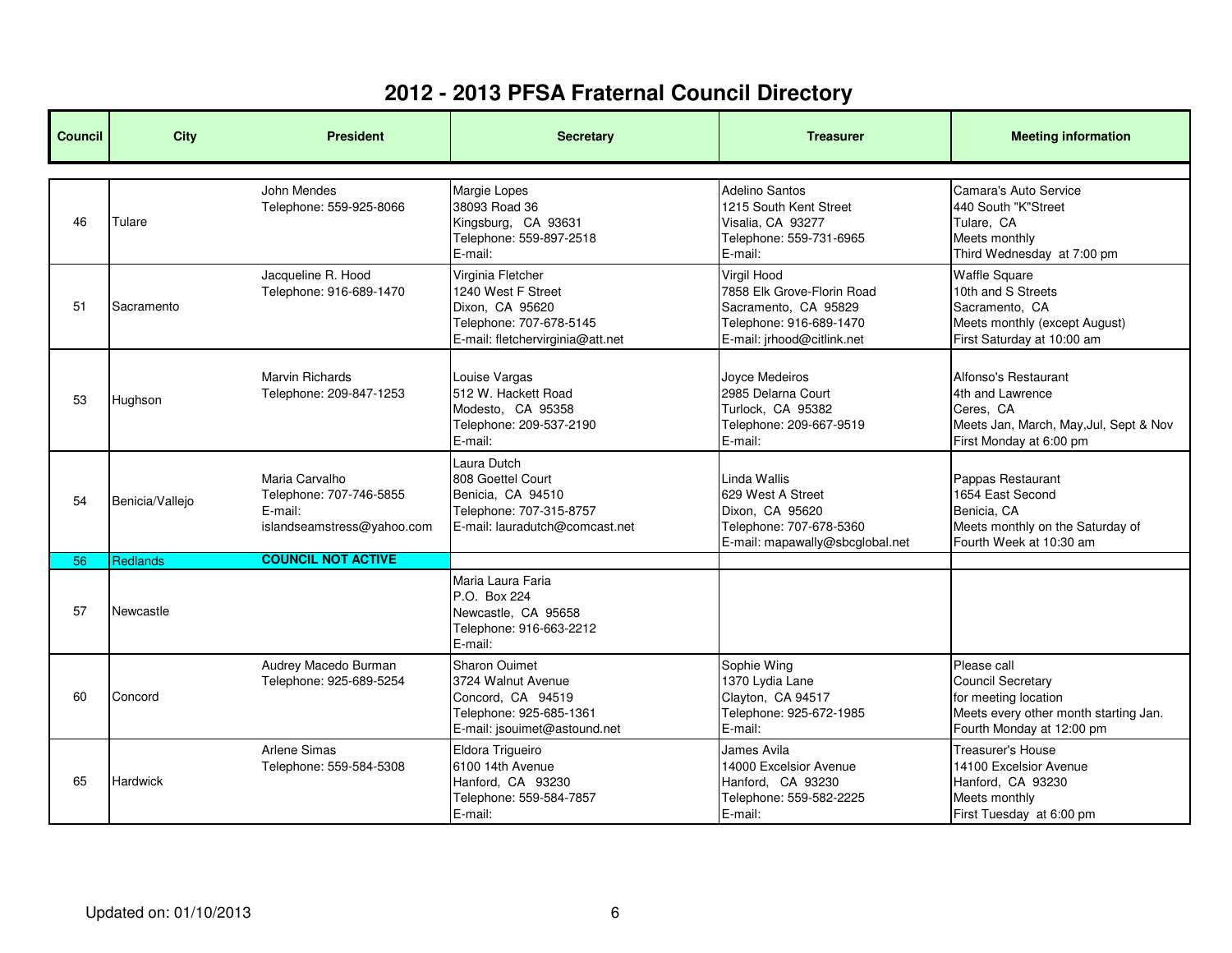# 2012 - 2013 PFSA Fraternal Council Directory

| Council | City | President | Secretary | Treasurer | Meeting information |
|---|---|---|---|---|---|
| 46 | Tulare | John Mendes<br>Telephone: 559-925-8066 | Margie Lopes<br>38093 Road 36<br>Kingsburg, CA 93631<br>Telephone: 559-897-2518<br>E-mail: | Adelino Santos<br>1215 South Kent Street<br>Visalia, CA 93277<br>Telephone: 559-731-6965<br>E-mail: | Camara's Auto Service<br>440 South "K"Street<br>Tulare, CA<br>Meets monthly<br>Third Wednesday at 7:00 pm |
| 51 | Sacramento | Jacqueline R. Hood<br>Telephone: 916-689-1470 | Virginia Fletcher<br>1240 West F Street<br>Dixon, CA 95620<br>Telephone: 707-678-5145<br>E-mail: fletchervirginia@att.net | Virgil Hood<br>7858 Elk Grove-Florin Road<br>Sacramento, CA 95829<br>Telephone: 916-689-1470<br>E-mail: jrhood@citlink.net | Waffle Square<br>10th and S Streets<br>Sacramento, CA<br>Meets monthly (except August)<br>First Saturday at 10:00 am |
| 53 | Hughson | Marvin Richards<br>Telephone: 209-847-1253 | Louise Vargas<br>512 W. Hackett Road<br>Modesto, CA 95358<br>Telephone: 209-537-2190<br>E-mail: | Joyce Medeiros<br>2985 Delarna Court<br>Turlock, CA 95382<br>Telephone: 209-667-9519<br>E-mail: | Alfonso's Restaurant<br>4th and Lawrence<br>Ceres, CA<br>Meets Jan, March, May,Jul, Sept & Nov<br>First Monday at 6:00 pm |
| 54 | Benicia/Vallejo | Maria Carvalho<br>Telephone: 707-746-5855<br>E-mail:<br>islandseamstress@yahoo.com | Laura Dutch<br>808 Goettel Court<br>Benicia, CA 94510<br>Telephone: 707-315-8757<br>E-mail: lauradutch@comcast.net | Linda Wallis<br>629 West A Street<br>Dixon, CA 95620<br>Telephone: 707-678-5360<br>E-mail: mapawally@sbcglobal.net | Pappas Restaurant<br>1654 East Second<br>Benicia, CA<br>Meets monthly on the Saturday of<br>Fourth Week at 10:30 am |
| 56 | Redlands | **COUNCIL NOT ACTIVE** | | | |
| 57 | Newcastle | | Maria Laura Faria<br>P.O. Box 224<br>Newcastle, CA 95658<br>Telephone: 916-663-2212<br>E-mail: | | |
| 60 | Concord | Audrey Macedo Burman<br>Telephone: 925-689-5254 | Sharon Ouimet<br>3724 Walnut Avenue<br>Concord, CA 94519<br>Telephone: 925-685-1361<br>E-mail: jsouimet@astound.net | Sophie Wing<br>1370 Lydia Lane<br>Clayton, CA 94517<br>Telephone: 925-672-1985<br>E-mail: | Please call<br>Council Secretary<br>for meeting location<br>Meets every other month starting Jan.<br>Fourth Monday at 12:00 pm |
| 65 | Hardwick | Arlene Simas<br>Telephone: 559-584-5308 | Eldora Trigueiro<br>6100 14th Avenue<br>Hanford, CA 93230<br>Telephone: 559-584-7857<br>E-mail: | James Avila<br>14000 Excelsior Avenue<br>Hanford, CA 93230<br>Telephone: 559-582-2225<br>E-mail: | Treasurer's House<br>14100 Excelsior Avenue<br>Hanford, CA 93230<br>Meets monthly<br>First Tuesday at 6:00 pm |

Updated on: 01/10/2013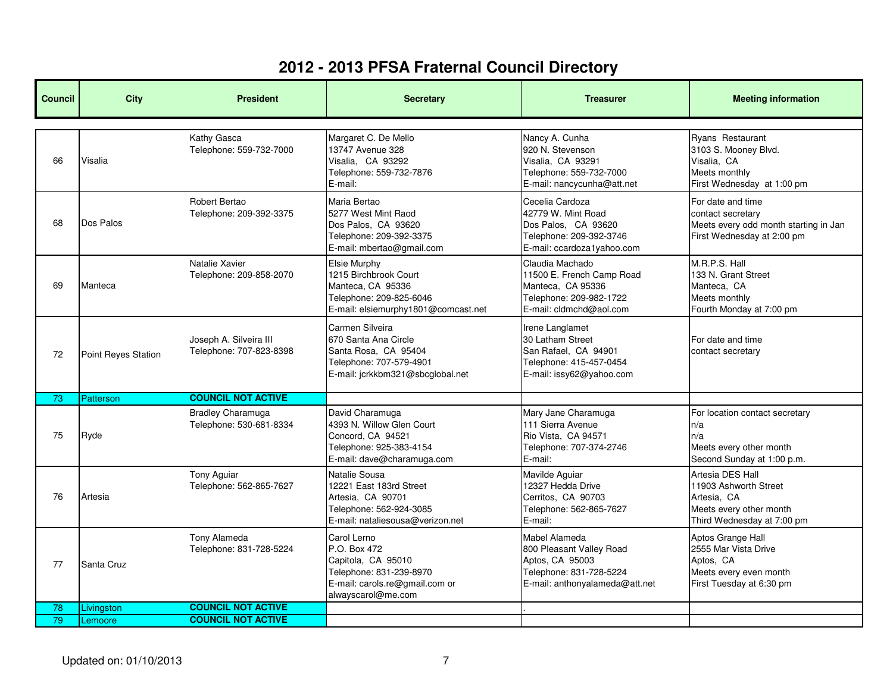# 2012 - 2013 PFSA Fraternal Council Directory

| Council | City | President | Secretary | Treasurer | Meeting information |
|---|---|---|---|---|---|
| 66 | Visalia | Kathy Gasca<br>Telephone: 559-732-7000 | Margaret C. De Mello<br>13747 Avenue 328<br>Visalia, CA 93292<br>Telephone: 559-732-7876<br>E-mail: | Nancy A. Cunha<br>920 N. Stevenson<br>Visalia, CA 93291<br>Telephone: 559-732-7000<br>E-mail: nancycunha@att.net | Ryans Restaurant<br>3103 S. Mooney Blvd.<br>Visalia, CA<br>Meets monthly<br>First Wednesday at 1:00 pm |
| 68 | Dos Palos | Robert Bertao<br>Telephone: 209-392-3375 | Maria Bertao<br>5277 West Mint Raod<br>Dos Palos, CA 93620<br>Telephone: 209-392-3375<br>E-mail: mbertao@gmail.com | Cecelia Cardoza<br>42779 W. Mint Road<br>Dos Palos, CA 93620<br>Telephone: 209-392-3746<br>E-mail: ccardoza1yahoo.com | For date and time<br>contact secretary<br>Meets every odd month starting in Jan<br>First Wednesday at 2:00 pm |
| 69 | Manteca | Natalie Xavier<br>Telephone: 209-858-2070 | Elsie Murphy<br>1215 Birchbrook Court<br>Manteca, CA 95336<br>Telephone: 209-825-6046<br>E-mail: elsiemurphy1801@comcast.net | Claudia Machado<br>11500 E. French Camp Road<br>Manteca, CA 95336<br>Telephone: 209-982-1722<br>E-mail: cldmchd@aol.com | M.R.P.S. Hall<br>133 N. Grant Street<br>Manteca, CA<br>Meets monthly<br>Fourth Monday at 7:00 pm |
| 72 | Point Reyes Station | Joseph A. Silveira III<br>Telephone: 707-823-8398 | Carmen Silveira<br>670 Santa Ana Circle<br>Santa Rosa, CA 95404<br>Telephone: 707-579-4901<br>E-mail: jcrkkbm321@sbcglobal.net | Irene Langlamet<br>30 Latham Street<br>San Rafael, CA 94901<br>Telephone: 415-457-0454<br>E-mail: issy62@yahoo.com | For date and time<br>contact secretary |
| 73 | Patterson | **COUNCIL NOT ACTIVE** | | | |
| 75 | Ryde | Bradley Charamuga<br>Telephone: 530-681-8334 | David Charamuga<br>4393 N. Willow Glen Court<br>Concord, CA 94521<br>Telephone: 925-383-4154<br>E-mail: dave@charamuga.com | Mary Jane Charamuga<br>111 Sierra Avenue<br>Rio Vista, CA 94571<br>Telephone: 707-374-2746<br>E-mail: | For location contact secretary<br>n/a<br>n/a<br>Meets every other month<br>Second Sunday at 1:00 p.m. |
| 76 | Artesia | Tony Aguiar<br>Telephone: 562-865-7627 | Natalie Sousa<br>12221 East 183rd Street<br>Artesia, CA 90701<br>Telephone: 562-924-3085<br>E-mail: nataliesousa@verizon.net | Mavilde Aguiar<br>12327 Hedda Drive<br>Cerritos, CA 90703<br>Telephone: 562-865-7627<br>E-mail: | Artesia DES Hall<br>11903 Ashworth Street<br>Artesia, CA<br>Meets every other month<br>Third Wednesday at 7:00 pm |
| 77 | Santa Cruz | Tony Alameda<br>Telephone: 831-728-5224 | Carol Lerno<br>P.O. Box 472<br>Capitola, CA 95010<br>Telephone: 831-239-8970<br>E-mail: carols.re@gmail.com or alwayscarol@me.com | Mabel Alameda<br>800 Pleasant Valley Road<br>Aptos, CA 95003<br>Telephone: 831-728-5224<br>E-mail: anthonyalameda@att.net | Aptos Grange Hall<br>2555 Mar Vista Drive<br>Aptos, CA<br>Meets every even month<br>First Tuesday at 6:30 pm |
| 78 | Livingston | **COUNCIL NOT ACTIVE** | | . | |
| 79 | Lemoore | **COUNCIL NOT ACTIVE** | | | |

Updated on: 01/10/2013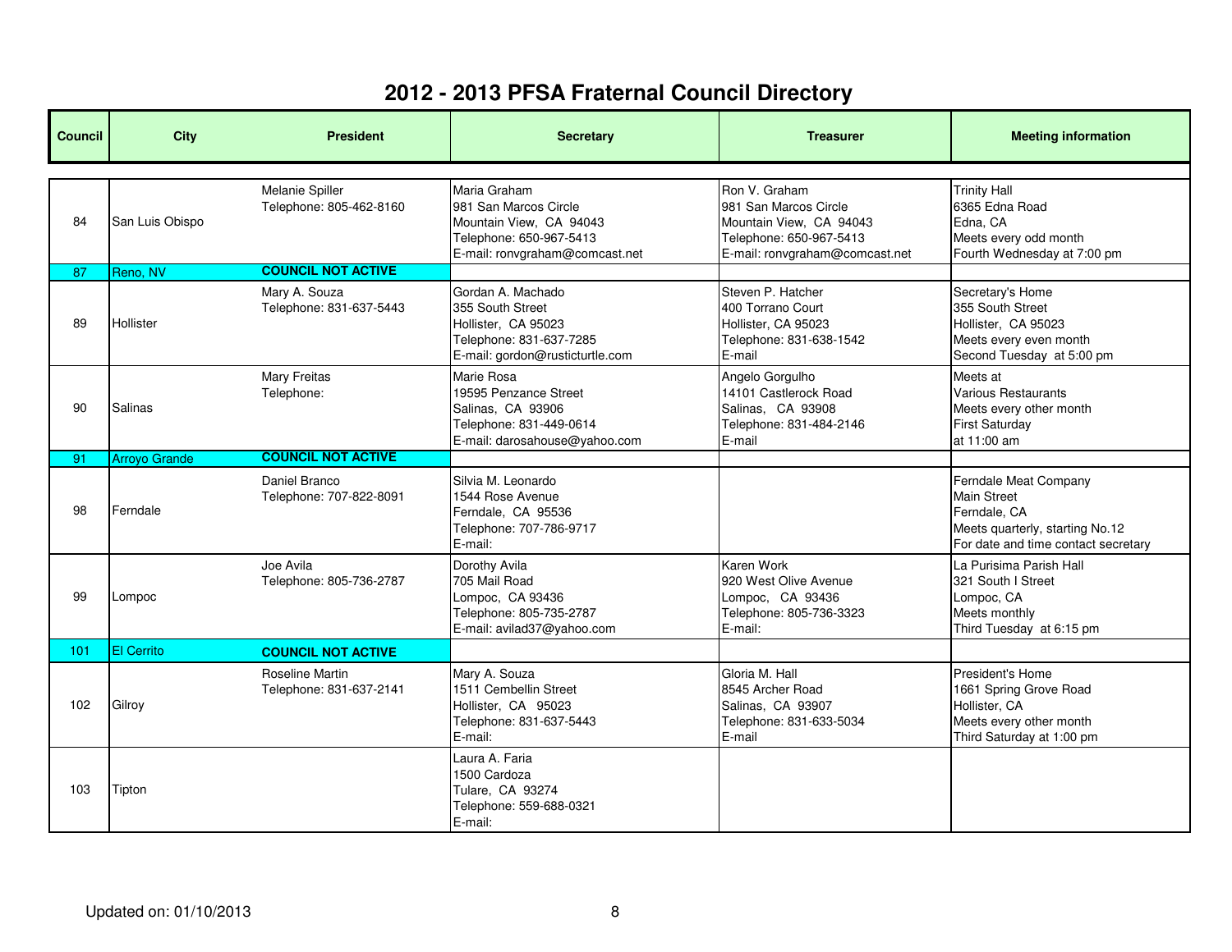# 2012 - 2013 PFSA Fraternal Council Directory

| Council | City | President | Secretary | Treasurer | Meeting information |
|---|---|---|---|---|---|
| 84 | San Luis Obispo | Melanie Spiller<br>Telephone: 805-462-8160 | Maria Graham<br>981 San Marcos Circle<br>Mountain View, CA 94043<br>Telephone: 650-967-5413<br>E-mail: ronvgraham@comcast.net | Ron V. Graham<br>981 San Marcos Circle<br>Mountain View, CA 94043<br>Telephone: 650-967-5413<br>E-mail: ronvgraham@comcast.net | Trinity Hall<br>6365 Edna Road<br>Edna, CA<br>Meets every odd month<br>Fourth Wednesday at 7:00 pm |
| 87 | Reno, NV | **COUNCIL NOT ACTIVE** | | | |
| 89 | Hollister | Mary A. Souza<br>Telephone: 831-637-5443 | Gordan A. Machado<br>355 South Street<br>Hollister, CA 95023<br>Telephone: 831-637-7285<br>E-mail: gordon@rusticturtle.com | Steven P. Hatcher<br>400 Torrano Court<br>Hollister, CA 95023<br>Telephone: 831-638-1542<br>E-mail | Secretary's Home<br>355 South Street<br>Hollister, CA 95023<br>Meets every even month<br>Second Tuesday at 5:00 pm |
| 90 | Salinas | Mary Freitas<br>Telephone: | Marie Rosa<br>19595 Penzance Street<br>Salinas, CA 93906<br>Telephone: 831-449-0614<br>E-mail: darosahouse@yahoo.com | Angelo Gorgulho<br>14101 Castlerock Road<br>Salinas, CA 93908<br>Telephone: 831-484-2146<br>E-mail | Meets at<br>Various Restaurants<br>Meets every other month<br>First Saturday<br>at 11:00 am |
| 91 | Arroyo Grande | **COUNCIL NOT ACTIVE** | | | |
| 98 | Ferndale | Daniel Branco<br>Telephone: 707-822-8091 | Silvia M. Leonardo<br>1544 Rose Avenue<br>Ferndale, CA 95536<br>Telephone: 707-786-9717<br>E-mail: | | Ferndale Meat Company<br>Main Street<br>Ferndale, CA<br>Meets quarterly, starting No.12<br>For date and time contact secretary |
| 99 | Lompoc | Joe Avila<br>Telephone: 805-736-2787 | Dorothy Avila<br>705 Mail Road<br>Lompoc, CA 93436<br>Telephone: 805-735-2787<br>E-mail: avilad37@yahoo.com | Karen Work<br>920 West Olive Avenue<br>Lompoc, CA 93436<br>Telephone: 805-736-3323<br>E-mail: | La Purisima Parish Hall<br>321 South I Street<br>Lompoc, CA<br>Meets monthly<br>Third Tuesday at 6:15 pm |
| 101 | El Cerrito | **COUNCIL NOT ACTIVE** | | | |
| 102 | Gilroy | Roseline Martin<br>Telephone: 831-637-2141 | Mary A. Souza<br>1511 Cembellin Street<br>Hollister, CA 95023<br>Telephone: 831-637-5443<br>E-mail: | Gloria M. Hall<br>8545 Archer Road<br>Salinas, CA 93907<br>Telephone: 831-633-5034<br>E-mail | President's Home<br>1661 Spring Grove Road<br>Hollister, CA<br>Meets every other month<br>Third Saturday at 1:00 pm |
| 103 | Tipton | | Laura A. Faria<br>1500 Cardoza<br>Tulare, CA 93274<br>Telephone: 559-688-0321<br>E-mail: | | |

Updated on: 01/10/2013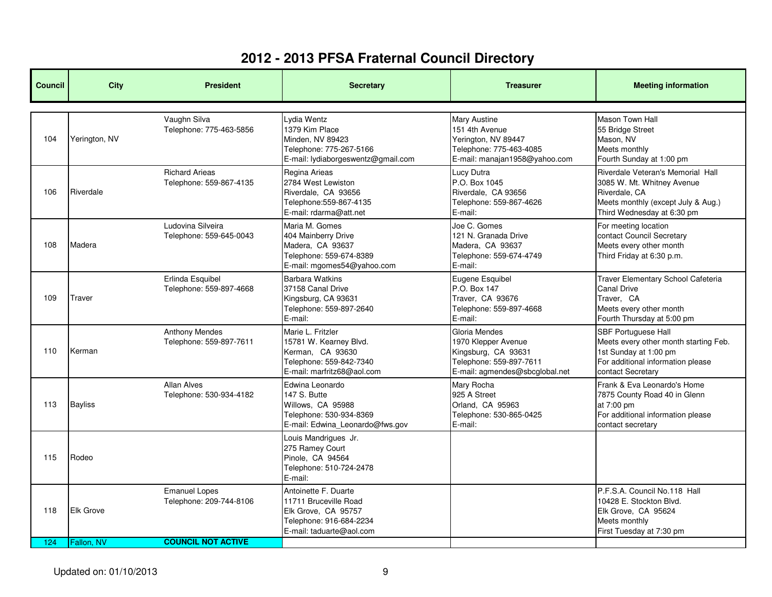# 2012 - 2013 PFSA Fraternal Council Directory

| Council | City | President | Secretary | Treasurer | Meeting information |
|---|---|---|---|---|---|
| 104 | Yerington, NV | Vaughn Silva<br>Telephone: 775-463-5856 | Lydia Wentz<br>1379 Kim Place<br>Minden, NV 89423<br>Telephone: 775-267-5166<br>E-mail: lydiaborgeswentz@gmail.com | Mary Austine<br>151 4th Avenue<br>Yerington, NV 89447<br>Telephone: 775-463-4085<br>E-mail: manajan1958@yahoo.com | Mason Town Hall<br>55 Bridge Street<br>Mason, NV<br>Meets monthly<br>Fourth Sunday at 1:00 pm |
| 106 | Riverdale | Richard Arieas<br>Telephone: 559-867-4135 | Regina Arieas<br>2784 West Lewiston<br>Riverdale, CA 93656<br>Telephone:559-867-4135<br>E-mail: rdarma@att.net | Lucy Dutra<br>P.O. Box 1045<br>Riverdale, CA 93656<br>Telephone: 559-867-4626<br>E-mail: | Riverdale Veteran's Memorial Hall<br>3085 W. Mt. Whitney Avenue<br>Riverdale, CA<br>Meets monthly (except July & Aug.)<br>Third Wednesday at 6:30 pm |
| 108 | Madera | Ludovina Silveira<br>Telephone: 559-645-0043 | Maria M. Gomes<br>404 Mainberry Drive<br>Madera, CA 93637<br>Telephone: 559-674-8389<br>E-mail: mgomes54@yahoo.com | Joe C. Gomes<br>121 N. Granada Drive<br>Madera, CA 93637<br>Telephone: 559-674-4749<br>E-mail: | For meeting location<br>contact Council Secretary<br>Meets every other month<br>Third Friday at 6:30 p.m. |
| 109 | Traver | Erlinda Esquibel<br>Telephone: 559-897-4668 | Barbara Watkins<br>37158 Canal Drive<br>Kingsburg, CA 93631<br>Telephone: 559-897-2640<br>E-mail: | Eugene Esquibel<br>P.O. Box 147<br>Traver, CA 93676<br>Telephone: 559-897-4668<br>E-mail: | Traver Elementary School Cafeteria<br>Canal Drive<br>Traver, CA<br>Meets every other month<br>Fourth Thursday at 5:00 pm |
| 110 | Kerman | Anthony Mendes<br>Telephone: 559-897-7611 | Marie L. Fritzler<br>15781 W. Kearney Blvd.<br>Kerman, CA 93630<br>Telephone: 559-842-7340<br>E-mail: marfritz68@aol.com | Gloria Mendes<br>1970 Klepper Avenue<br>Kingsburg, CA 93631<br>Telephone: 559-897-7611<br>E-mail: agmendes@sbcglobal.net | SBF Portuguese Hall<br>Meets every other month starting Feb.<br>1st Sunday at 1:00 pm<br>For additional information please<br>contact Secretary |
| 113 | Bayliss | Allan Alves<br>Telephone: 530-934-4182 | Edwina Leonardo<br>147 S. Butte<br>Willows, CA 95988<br>Telephone: 530-934-8369<br>E-mail: Edwina_Leonardo@fws.gov | Mary Rocha<br>925 A Street<br>Orland, CA 95963<br>Telephone: 530-865-0425<br>E-mail: | Frank & Eva Leonardo's Home<br>7875 County Road 40 in Glenn<br>at 7:00 pm<br>For additional information please<br>contact secretary |
| 115 | Rodeo | | Louis Mandrigues Jr.<br>275 Ramey Court<br>Pinole, CA 94564<br>Telephone: 510-724-2478<br>E-mail: | | |
| 118 | Elk Grove | Emanuel Lopes<br>Telephone: 209-744-8106 | Antoinette F. Duarte<br>11711 Bruceville Road<br>Elk Grove, CA 95757<br>Telephone: 916-684-2234<br>E-mail: taduarte@aol.com | | P.F.S.A. Council No.118 Hall<br>10428 E. Stockton Blvd.<br>Elk Grove, CA 95624<br>Meets monthly<br>First Tuesday at 7:30 pm |
| 124 | Fallon, NV | **COUNCIL NOT ACTIVE** | | | |

Updated on: 01/10/2013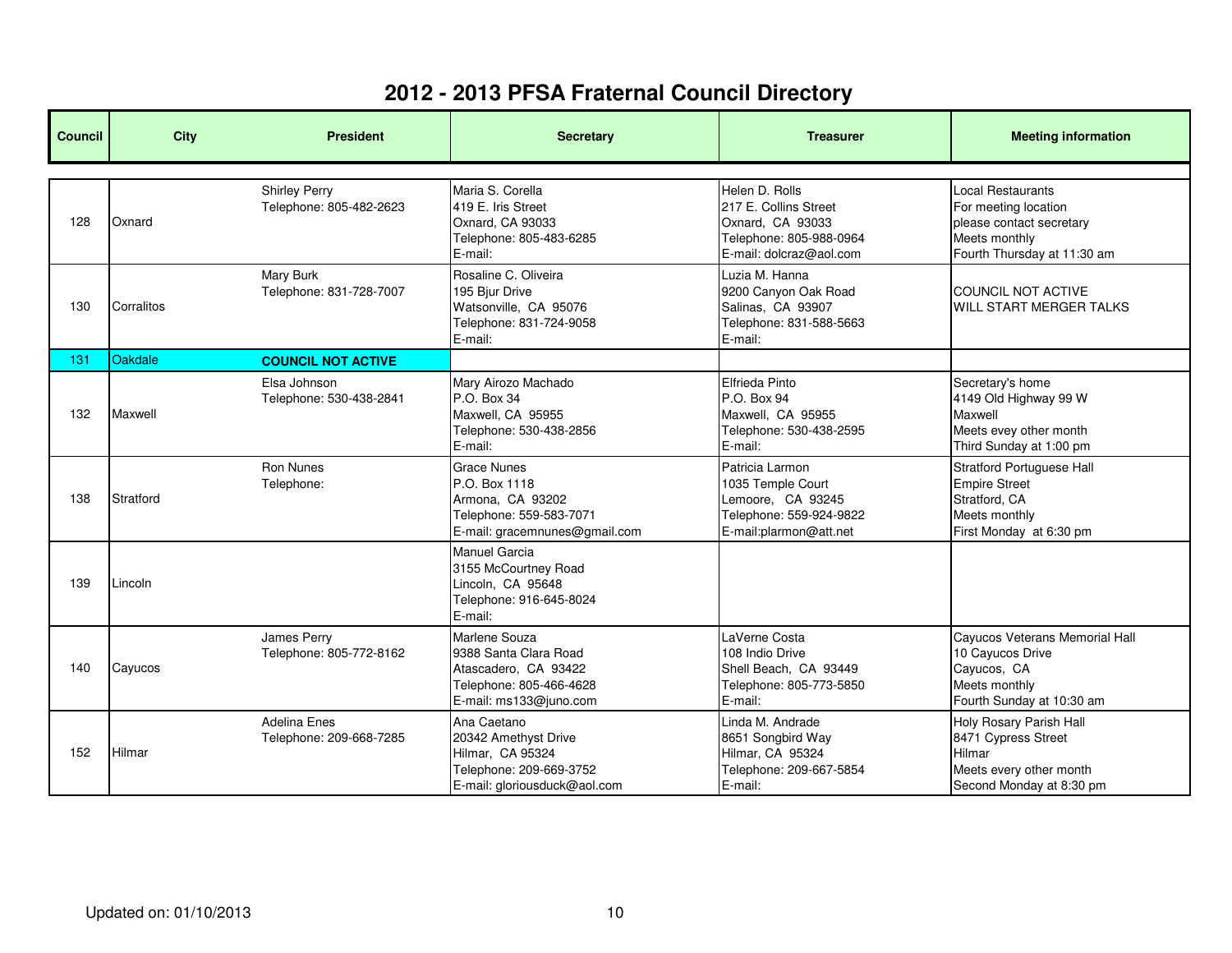# 2012 - 2013 PFSA Fraternal Council Directory

| Council | City | President | Secretary | Treasurer | Meeting information |
|---|---|---|---|---|---|
| 128 | Oxnard | Shirley Perry<br>Telephone: 805-482-2623 | Maria S. Corella<br>419 E. Iris Street<br>Oxnard, CA 93033<br>Telephone: 805-483-6285<br>E-mail: | Helen D. Rolls<br>217 E. Collins Street<br>Oxnard, CA 93033<br>Telephone: 805-988-0964<br>E-mail: dolcraz@aol.com | Local Restaurants<br>For meeting location<br>please contact secretary<br>Meets monthly<br>Fourth Thursday at 11:30 am |
| 130 | Corralitos | Mary Burk<br>Telephone: 831-728-7007 | Rosaline C. Oliveira<br>195 Bjur Drive<br>Watsonville, CA 95076<br>Telephone: 831-724-9058<br>E-mail: | Luzia M. Hanna<br>9200 Canyon Oak Road<br>Salinas, CA 93907<br>Telephone: 831-588-5663<br>E-mail: | COUNCIL NOT ACTIVE<br>WILL START MERGER TALKS |
| 131 | Oakdale | **COUNCIL NOT ACTIVE** | | | |
| 132 | Maxwell | Elsa Johnson<br>Telephone: 530-438-2841 | Mary Airozo Machado<br>P.O. Box 34<br>Maxwell, CA 95955<br>Telephone: 530-438-2856<br>E-mail: | Elfrieda Pinto<br>P.O. Box 94<br>Maxwell, CA 95955<br>Telephone: 530-438-2595<br>E-mail: | Secretary's home<br>4149 Old Highway 99 W<br>Maxwell<br>Meets evey other month<br>Third Sunday at 1:00 pm |
| 138 | Stratford | Ron Nunes<br>Telephone: | Grace Nunes<br>P.O. Box 1118<br>Armona, CA 93202<br>Telephone: 559-583-7071<br>E-mail: gracemnunes@gmail.com | Patricia Larmon<br>1035 Temple Court<br>Lemoore, CA 93245<br>Telephone: 559-924-9822<br>E-mail:plarmon@att.net | Stratford Portuguese Hall<br>Empire Street<br>Stratford, CA<br>Meets monthly<br>First Monday at 6:30 pm |
| 139 | Lincoln | | Manuel Garcia<br>3155 McCourtney Road<br>Lincoln, CA 95648<br>Telephone: 916-645-8024<br>E-mail: | | |
| 140 | Cayucos | James Perry<br>Telephone: 805-772-8162 | Marlene Souza<br>9388 Santa Clara Road<br>Atascadero, CA 93422<br>Telephone: 805-466-4628<br>E-mail: ms133@juno.com | LaVerne Costa<br>108 Indio Drive<br>Shell Beach, CA 93449<br>Telephone: 805-773-5850<br>E-mail: | Cayucos Veterans Memorial Hall<br>10 Cayucos Drive<br>Cayucos, CA<br>Meets monthly<br>Fourth Sunday at 10:30 am |
| 152 | Hilmar | Adelina Enes<br>Telephone: 209-668-7285 | Ana Caetano<br>20342 Amethyst Drive<br>Hilmar, CA 95324<br>Telephone: 209-669-3752<br>E-mail: gloriousduck@aol.com | Linda M. Andrade<br>8651 Songbird Way<br>Hilmar, CA 95324<br>Telephone: 209-667-5854<br>E-mail: | Holy Rosary Parish Hall<br>8471 Cypress Street<br>Hilmar<br>Meets every other month<br>Second Monday at 8:30 pm |

Updated on: 01/10/2013